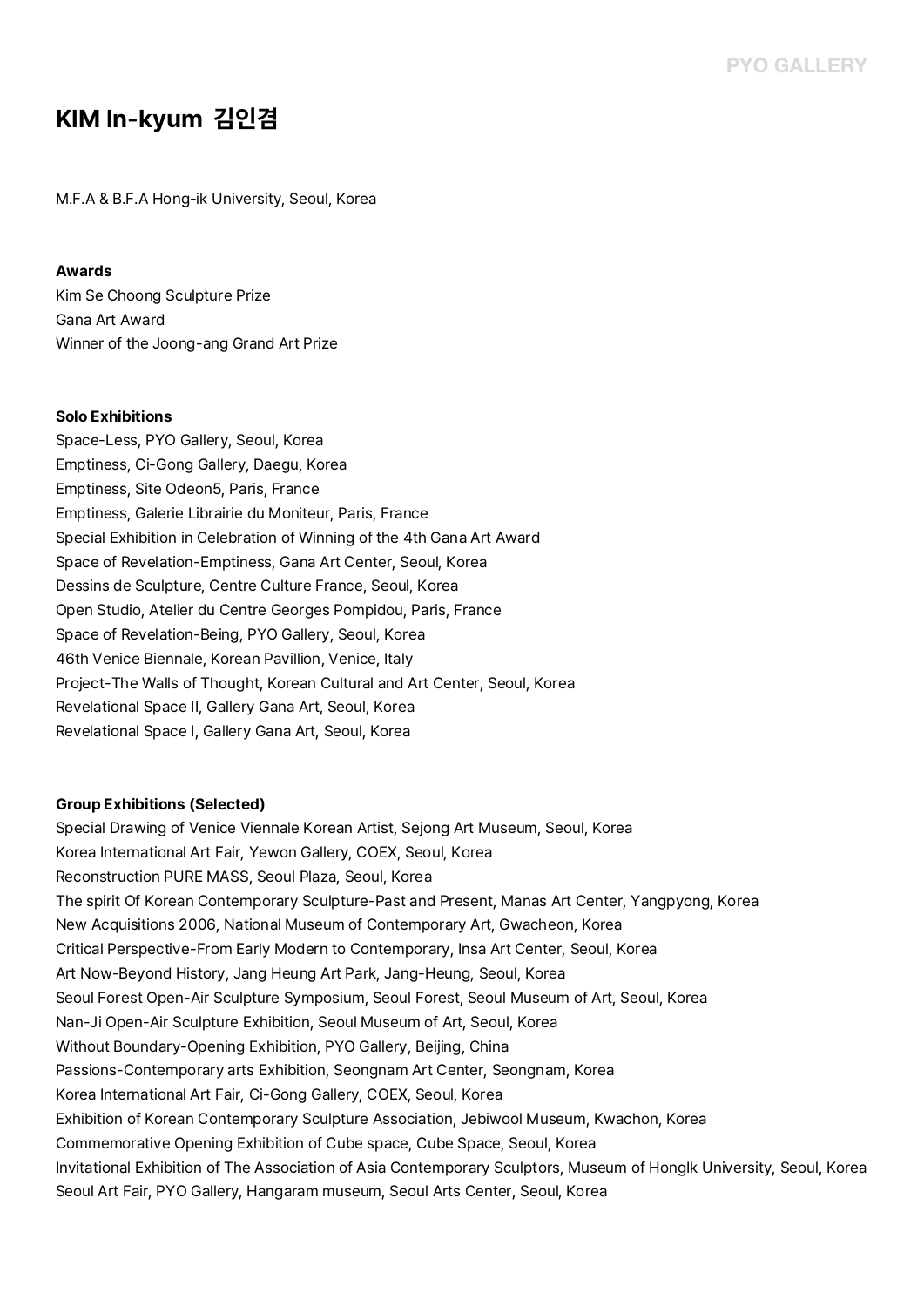# KIM In-kyum 김인겸

M.F.A & B.F.A Hong-ik University, Seoul, Korea

**Awards**

Kim Se Choong Sculpture Prize
Gana Art Award
Winner of the Joong-ang Grand Art Prize

**Solo Exhibitions**

Space-Less, PYO Gallery, Seoul, Korea
Emptiness, Ci-Gong Gallery, Daegu, Korea
Emptiness, Site Odeon5, Paris, France
Emptiness, Galerie Librairie du Moniteur, Paris, France
Special Exhibition in Celebration of Winning of the 4th Gana Art Award
Space of Revelation-Emptiness, Gana Art Center, Seoul, Korea
Dessins de Sculpture, Centre Culture France, Seoul, Korea
Open Studio, Atelier du Centre Georges Pompidou, Paris, France
Space of Revelation-Being, PYO Gallery, Seoul, Korea
46th Venice Biennale, Korean Pavillion, Venice, Italy
Project-The Walls of Thought, Korean Cultural and Art Center, Seoul, Korea
Revelational Space II, Gallery Gana Art, Seoul, Korea
Revelational Space I, Gallery Gana Art, Seoul, Korea

**Group Exhibitions (Selected)**

Special Drawing of Venice Viennale Korean Artist, Sejong Art Museum, Seoul, Korea
Korea International Art Fair, Yewon Gallery, COEX, Seoul, Korea
Reconstruction PURE MASS, Seoul Plaza, Seoul, Korea
The spirit Of Korean Contemporary Sculpture-Past and Present, Manas Art Center, Yangpyong, Korea
New Acquisitions 2006, National Museum of Contemporary Art, Gwacheon, Korea
Critical Perspective-From Early Modern to Contemporary, Insa Art Center, Seoul, Korea
Art Now-Beyond History, Jang Heung Art Park, Jang-Heung, Seoul, Korea
Seoul Forest Open-Air Sculpture Symposium, Seoul Forest, Seoul Museum of Art, Seoul, Korea
Nan-Ji Open-Air Sculpture Exhibition, Seoul Museum of Art, Seoul, Korea
Without Boundary-Opening Exhibition, PYO Gallery, Beijing, China
Passions-Contemporary arts Exhibition, Seongnam Art Center, Seongnam, Korea
Korea International Art Fair, Ci-Gong Gallery, COEX, Seoul, Korea
Exhibition of Korean Contemporary Sculpture Association, Jebiwool Museum, Kwachon, Korea
Commemorative Opening Exhibition of Cube space, Cube Space, Seoul, Korea
Invitational Exhibition of The Association of Asia Contemporary Sculptors, Museum of HongIk University, Seoul, Korea
Seoul Art Fair, PYO Gallery, Hangaram museum, Seoul Arts Center, Seoul, Korea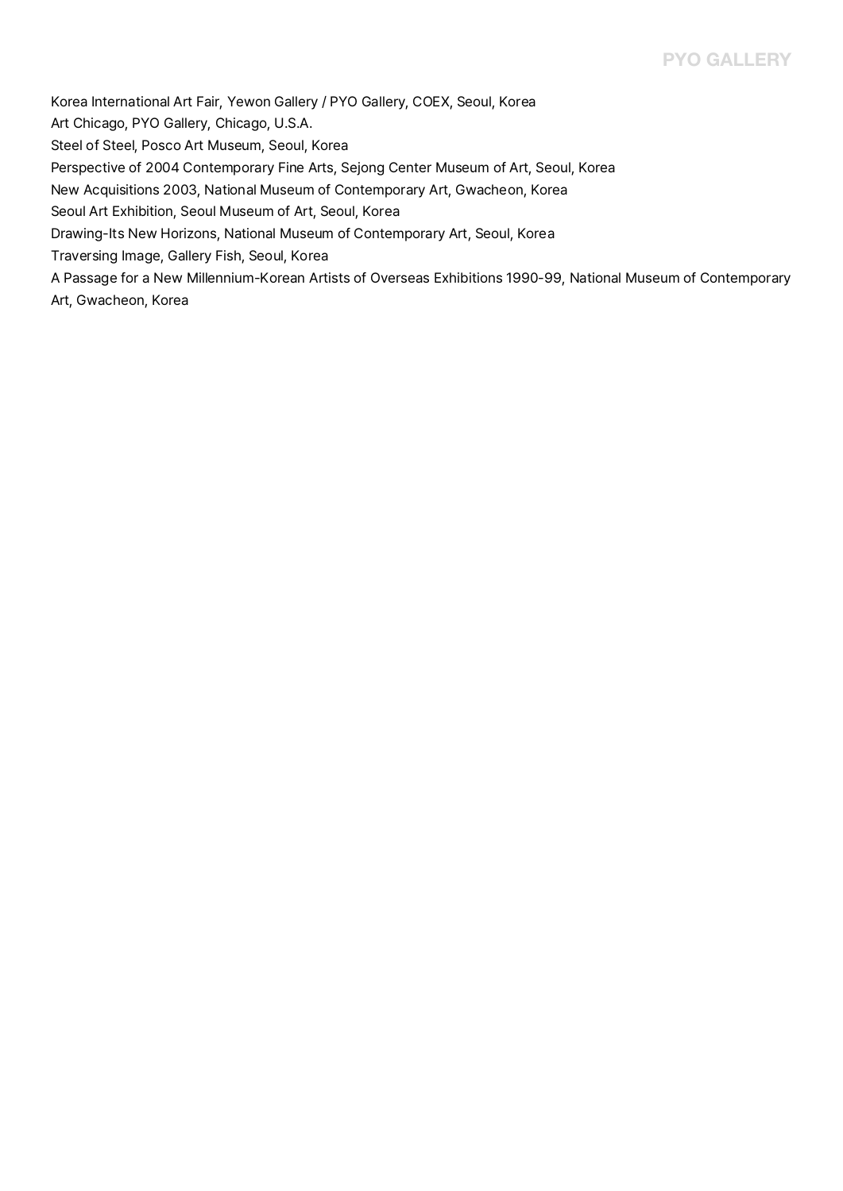Korea International Art Fair, Yewon Gallery / PYO Gallery, COEX, Seoul, Korea

Art Chicago, PYO Gallery, Chicago, U.S.A.

Steel of Steel, Posco Art Museum, Seoul, Korea

Perspective of 2004 Contemporary Fine Arts, Sejong Center Museum of Art, Seoul, Korea

New Acquisitions 2003, National Museum of Contemporary Art, Gwacheon, Korea

Seoul Art Exhibition, Seoul Museum of Art, Seoul, Korea

Drawing-Its New Horizons, National Museum of Contemporary Art, Seoul, Korea

Traversing Image, Gallery Fish, Seoul, Korea

A Passage for a New Millennium-Korean Artists of Overseas Exhibitions 1990-99, National Museum of Contemporary Art, Gwacheon, Korea